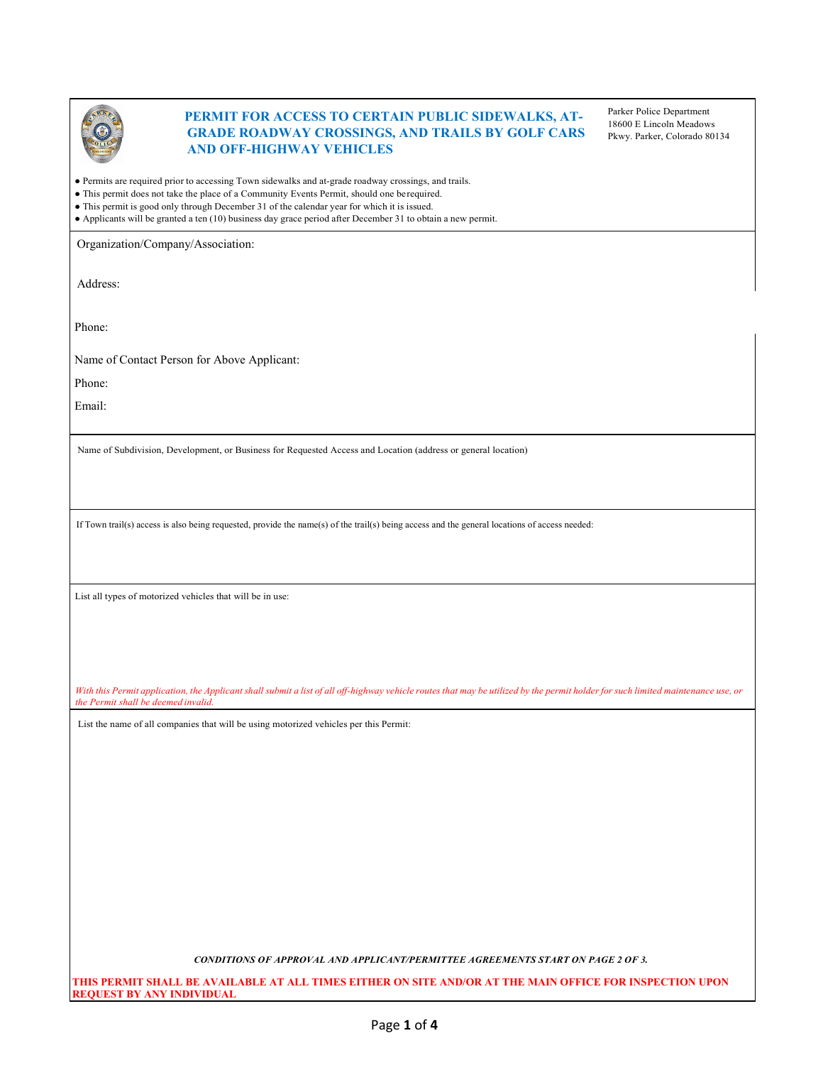# PERMIT FOR ACCESS TO CERTAIN PUBLIC SIDEWALKS, AT-GRADE ROADWAY CROSSINGS, AND TRAILS BY GOLF CARS AND OFF-HIGHWAY VEHICLES

Parker Police Department
18600 E Lincoln Meadows Pkwy. Parker, Colorado 80134

- Permits are required prior to accessing Town sidewalks and at-grade roadway crossings, and trails.
- This permit does not take the place of a Community Events Permit, should one be required.
- This permit is good only through December 31 of the calendar year for which it is issued.
- Applicants will be granted a ten (10) business day grace period after December 31 to obtain a new permit.

Organization/Company/Association:

Address:

Phone:

Name of Contact Person for Above Applicant:

Phone:

Email:

Name of Subdivision, Development, or Business for Requested Access and Location (address or general location)

If Town trail(s) access is also being requested, provide the name(s) of the trail(s) being access and the general locations of access needed:

List all types of motorized vehicles that will be in use:

*With this Permit application, the Applicant shall submit a list of all off-highway vehicle routes that may be utilized by the permit holder for such limited maintenance use, or the Permit shall be deemed invalid.*

List the name of all companies that will be using motorized vehicles per this Permit:

***CONDITIONS OF APPROVAL AND APPLICANT/PERMITTEE AGREEMENTS START ON PAGE 2 OF 3.***

**THIS PERMIT SHALL BE AVAILABLE AT ALL TIMES EITHER ON SITE AND/OR AT THE MAIN OFFICE FOR INSPECTION UPON REQUEST BY ANY INDIVIDUAL**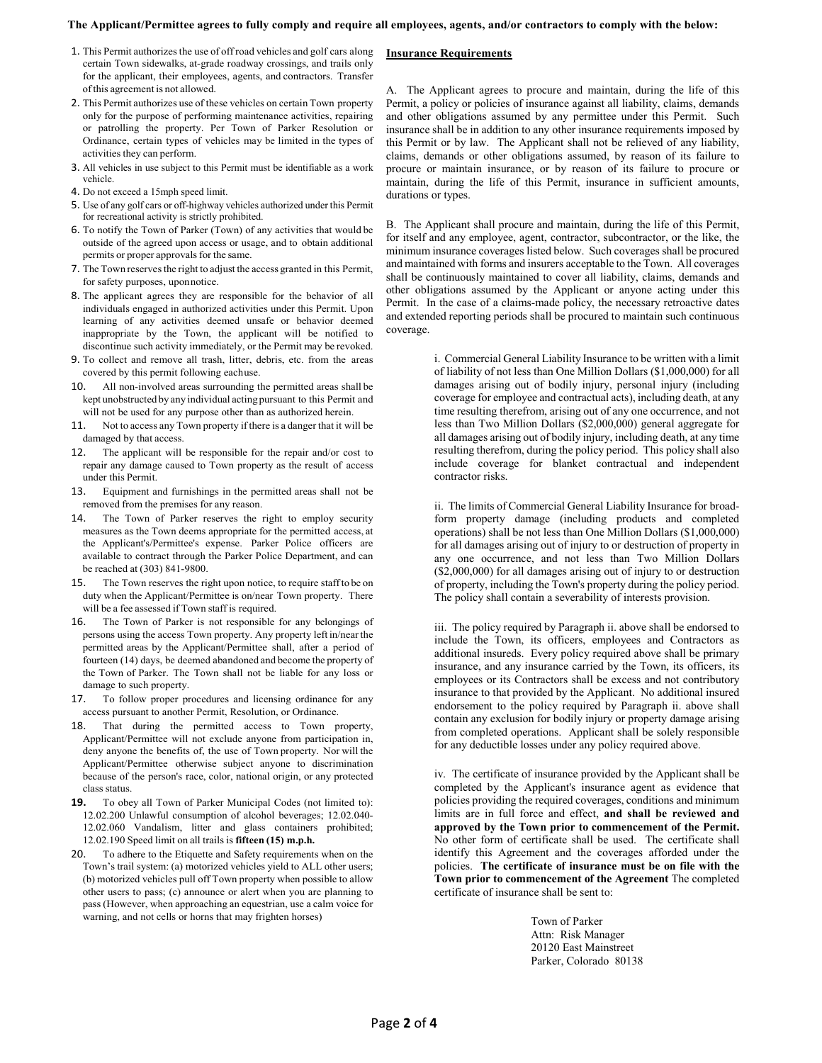**The Applicant/Permittee agrees to fully comply and require all employees, agents, and/or contractors to comply with the below:**

1. This Permit authorizes the use of off road vehicles and golf cars along certain Town sidewalks, at-grade roadway crossings, and trails only for the applicant, their employees, agents, and contractors. Transfer of this agreement is not allowed.
2. This Permit authorizes use of these vehicles on certain Town property only for the purpose of performing maintenance activities, repairing or patrolling the property. Per Town of Parker Resolution or Ordinance, certain types of vehicles may be limited in the types of activities they can perform.
3. All vehicles in use subject to this Permit must be identifiable as a work vehicle.
4. Do not exceed a 15mph speed limit.
5. Use of any golf cars or off-highway vehicles authorized under this Permit for recreational activity is strictly prohibited.
6. To notify the Town of Parker (Town) of any activities that would be outside of the agreed upon access or usage, and to obtain additional permits or proper approvals for the same.
7. The Town reserves the right to adjust the access granted in this Permit, for safety purposes, upon notice.
8. The applicant agrees they are responsible for the behavior of all individuals engaged in authorized activities under this Permit. Upon learning of any activities deemed unsafe or behavior deemed inappropriate by the Town, the applicant will be notified to discontinue such activity immediately, or the Permit may be revoked.
9. To collect and remove all trash, litter, debris, etc. from the areas covered by this permit following each use.
10. All non-involved areas surrounding the permitted areas shall be kept unobstructed by any individual acting pursuant to this Permit and will not be used for any purpose other than as authorized herein.
11. Not to access any Town property if there is a danger that it will be damaged by that access.
12. The applicant will be responsible for the repair and/or cost to repair any damage caused to Town property as the result of access under this Permit.
13. Equipment and furnishings in the permitted areas shall not be removed from the premises for any reason.
14. The Town of Parker reserves the right to employ security measures as the Town deems appropriate for the permitted access, at the Applicant's/Permittee's expense. Parker Police officers are available to contract through the Parker Police Department, and can be reached at (303) 841-9800.
15. The Town reserves the right upon notice, to require staff to be on duty when the Applicant/Permittee is on/near Town property. There will be a fee assessed if Town staff is required.
16. The Town of Parker is not responsible for any belongings of persons using the access Town property. Any property left in/near the permitted areas by the Applicant/Permittee shall, after a period of fourteen (14) days, be deemed abandoned and become the property of the Town of Parker. The Town shall not be liable for any loss or damage to such property.
17. To follow proper procedures and licensing ordinance for any access pursuant to another Permit, Resolution, or Ordinance.
18. That during the permitted access to Town property, Applicant/Permittee will not exclude anyone from participation in, deny anyone the benefits of, the use of Town property. Nor will the Applicant/Permittee otherwise subject anyone to discrimination because of the person's race, color, national origin, or any protected class status.
19. To obey all Town of Parker Municipal Codes (not limited to): 12.02.200 Unlawful consumption of alcohol beverages; 12.02.040-12.02.060 Vandalism, litter and glass containers prohibited; 12.02.190 Speed limit on all trails is **fifteen (15) m.p.h.**
20. To adhere to the Etiquette and Safety requirements when on the Town's trail system: (a) motorized vehicles yield to ALL other users; (b) motorized vehicles pull off Town property when possible to allow other users to pass; (c) announce or alert when you are planning to pass (However, when approaching an equestrian, use a calm voice for warning, and not cells or horns that may frighten horses)

**Insurance Requirements**

A. The Applicant agrees to procure and maintain, during the life of this Permit, a policy or policies of insurance against all liability, claims, demands and other obligations assumed by any permittee under this Permit. Such insurance shall be in addition to any other insurance requirements imposed by this Permit or by law. The Applicant shall not be relieved of any liability, claims, demands or other obligations assumed, by reason of its failure to procure or maintain insurance, or by reason of its failure to procure or maintain, during the life of this Permit, insurance in sufficient amounts, durations or types.

B. The Applicant shall procure and maintain, during the life of this Permit, for itself and any employee, agent, contractor, subcontractor, or the like, the minimum insurance coverages listed below. Such coverages shall be procured and maintained with forms and insurers acceptable to the Town. All coverages shall be continuously maintained to cover all liability, claims, demands and other obligations assumed by the Applicant or anyone acting under this Permit. In the case of a claims-made policy, the necessary retroactive dates and extended reporting periods shall be procured to maintain such continuous coverage.

> i. Commercial General Liability Insurance to be written with a limit of liability of not less than One Million Dollars ($1,000,000) for all damages arising out of bodily injury, personal injury (including coverage for employee and contractual acts), including death, at any time resulting therefrom, arising out of any one occurrence, and not less than Two Million Dollars ($2,000,000) general aggregate for all damages arising out of bodily injury, including death, at any time resulting therefrom, during the policy period. This policy shall also include coverage for blanket contractual and independent contractor risks.
>
> ii. The limits of Commercial General Liability Insurance for broad-form property damage (including products and completed operations) shall be not less than One Million Dollars ($1,000,000) for all damages arising out of injury to or destruction of property in any one occurrence, and not less than Two Million Dollars ($2,000,000) for all damages arising out of injury to or destruction of property, including the Town's property during the policy period. The policy shall contain a severability of interests provision.
>
> iii. The policy required by Paragraph ii. above shall be endorsed to include the Town, its officers, employees and Contractors as additional insureds. Every policy required above shall be primary insurance, and any insurance carried by the Town, its officers, its employees or its Contractors shall be excess and not contributory insurance to that provided by the Applicant. No additional insured endorsement to the policy required by Paragraph ii. above shall contain any exclusion for bodily injury or property damage arising from completed operations. Applicant shall be solely responsible for any deductible losses under any policy required above.
>
> iv. The certificate of insurance provided by the Applicant shall be completed by the Applicant's insurance agent as evidence that policies providing the required coverages, conditions and minimum limits are in full force and effect, **and shall be reviewed and approved by the Town prior to commencement of the Permit.** No other form of certificate shall be used. The certificate shall identify this Agreement and the coverages afforded under the policies. **The certificate of insurance must be on file with the Town prior to commencement of the Agreement** The completed certificate of insurance shall be sent to:
>
> Town of Parker
> Attn: Risk Manager
> 20120 East Mainstreet
> Parker, Colorado 80138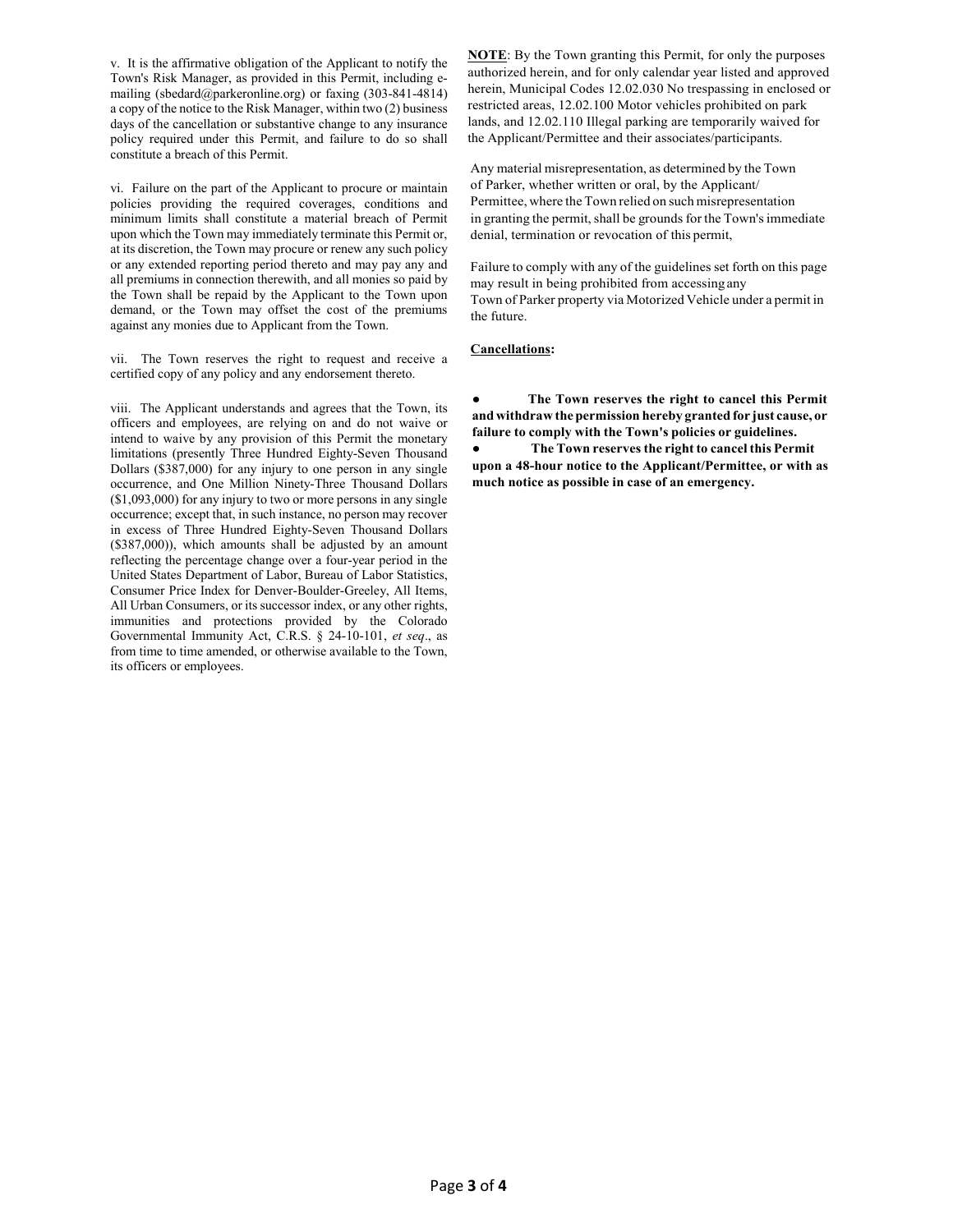v. It is the affirmative obligation of the Applicant to notify the Town's Risk Manager, as provided in this Permit, including e-mailing (sbedard@parkeronline.org) or faxing (303-841-4814) a copy of the notice to the Risk Manager, within two (2) business days of the cancellation or substantive change to any insurance policy required under this Permit, and failure to do so shall constitute a breach of this Permit.

vi. Failure on the part of the Applicant to procure or maintain policies providing the required coverages, conditions and minimum limits shall constitute a material breach of Permit upon which the Town may immediately terminate this Permit or, at its discretion, the Town may procure or renew any such policy or any extended reporting period thereto and may pay any and all premiums in connection therewith, and all monies so paid by the Town shall be repaid by the Applicant to the Town upon demand, or the Town may offset the cost of the premiums against any monies due to Applicant from the Town.

vii. The Town reserves the right to request and receive a certified copy of any policy and any endorsement thereto.

viii. The Applicant understands and agrees that the Town, its officers and employees, are relying on and do not waive or intend to waive by any provision of this Permit the monetary limitations (presently Three Hundred Eighty-Seven Thousand Dollars ($387,000) for any injury to one person in any single occurrence, and One Million Ninety-Three Thousand Dollars ($1,093,000) for any injury to two or more persons in any single occurrence; except that, in such instance, no person may recover in excess of Three Hundred Eighty-Seven Thousand Dollars ($387,000)), which amounts shall be adjusted by an amount reflecting the percentage change over a four-year period in the United States Department of Labor, Bureau of Labor Statistics, Consumer Price Index for Denver-Boulder-Greeley, All Items, All Urban Consumers, or its successor index, or any other rights, immunities and protections provided by the Colorado Governmental Immunity Act, C.R.S. § 24-10-101, *et seq*., as from time to time amended, or otherwise available to the Town, its officers or employees.

**NOTE**: By the Town granting this Permit, for only the purposes authorized herein, and for only calendar year listed and approved herein, Municipal Codes 12.02.030 No trespassing in enclosed or restricted areas, 12.02.100 Motor vehicles prohibited on park lands, and 12.02.110 Illegal parking are temporarily waived for the Applicant/Permittee and their associates/participants.

Any material misrepresentation, as determined by the Town of Parker, whether written or oral, by the Applicant/ Permittee, where the Town relied on such misrepresentation in granting the permit, shall be grounds for the Town's immediate denial, termination or revocation of this permit,

Failure to comply with any of the guidelines set forth on this page may result in being prohibited from accessing any Town of Parker property via Motorized Vehicle under a permit in the future.

**Cancellations:**

- **The Town reserves the right to cancel this Permit and withdraw the permission hereby granted for just cause, or failure to comply with the Town's policies or guidelines.**
- **The Town reserves the right to cancel this Permit upon a 48-hour notice to the Applicant/Permittee, or with as much notice as possible in case of an emergency.**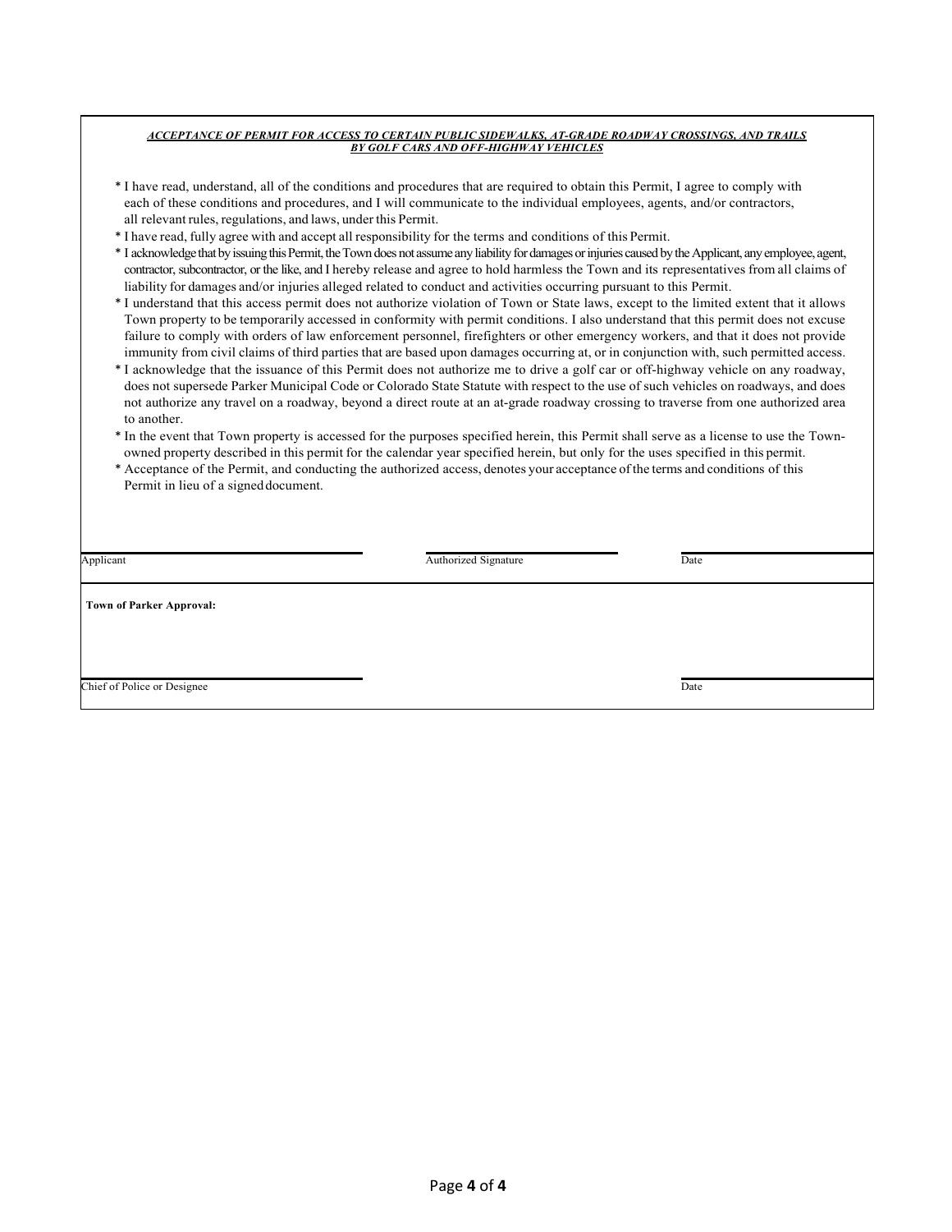***ACCEPTANCE OF PERMIT FOR ACCESS TO CERTAIN PUBLIC SIDEWALKS, AT-GRADE ROADWAY CROSSINGS, AND TRAILS BY GOLF CARS AND OFF-HIGHWAY VEHICLES***

* I have read, understand, all of the conditions and procedures that are required to obtain this Permit, I agree to comply with each of these conditions and procedures, and I will communicate to the individual employees, agents, and/or contractors, all relevant rules, regulations, and laws, under this Permit.
* I have read, fully agree with and accept all responsibility for the terms and conditions of this Permit.
* I acknowledge that by issuing this Permit, the Town does not assume any liability for damages or injuries caused by the Applicant, any employee, agent, contractor, subcontractor, or the like, and I hereby release and agree to hold harmless the Town and its representatives from all claims of liability for damages and/or injuries alleged related to conduct and activities occurring pursuant to this Permit.
* I understand that this access permit does not authorize violation of Town or State laws, except to the limited extent that it allows Town property to be temporarily accessed in conformity with permit conditions. I also understand that this permit does not excuse failure to comply with orders of law enforcement personnel, firefighters or other emergency workers, and that it does not provide immunity from civil claims of third parties that are based upon damages occurring at, or in conjunction with, such permitted access.
* I acknowledge that the issuance of this Permit does not authorize me to drive a golf car or off-highway vehicle on any roadway, does not supersede Parker Municipal Code or Colorado State Statute with respect to the use of such vehicles on roadways, and does not authorize any travel on a roadway, beyond a direct route at an at-grade roadway crossing to traverse from one authorized area to another.
* In the event that Town property is accessed for the purposes specified herein, this Permit shall serve as a license to use the Town-owned property described in this permit for the calendar year specified herein, but only for the uses specified in this permit.
* Acceptance of the Permit, and conducting the authorized access, denotes your acceptance of the terms and conditions of this Permit in lieu of a signed document.

| | | |
|---|---|---|
| Applicant | Authorized Signature | Date |

**Town of Parker Approval:**

| | |
|---|---|
| Chief of Police or Designee | Date |